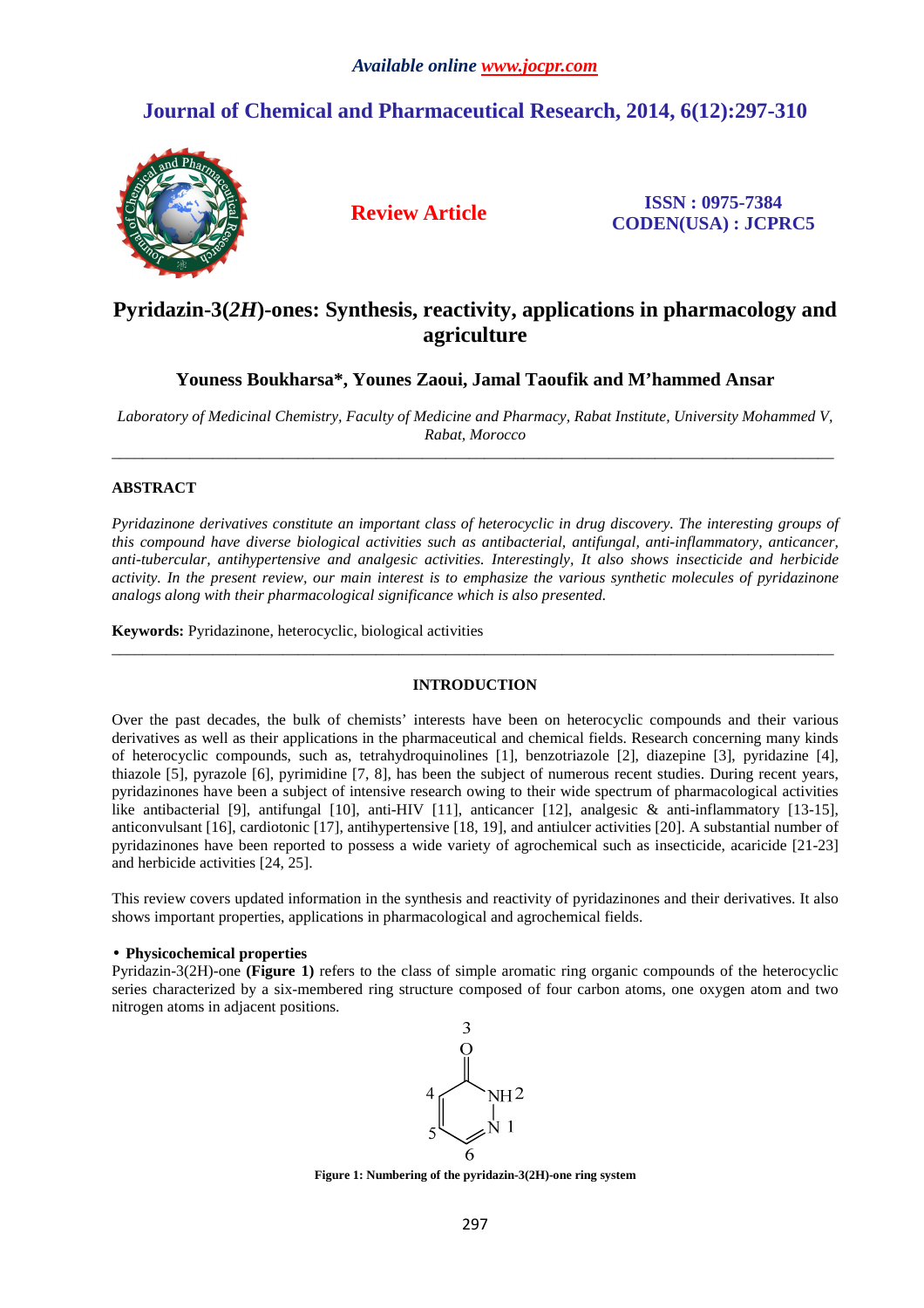# Pyridazin-3(*2H*)-ones: Synthesis, reactivity, applications in pharmacology and agriculture

**Youness Boukharsa\*, Younes Zaoui, Jamal Taoufik and M'hammed Ansar**

*Laboratory of Medicinal Chemistry, Faculty of Medicine and Pharmacy, Rabat Institute, University Mohammed V, Rabat, Morocco*

---

## ABSTRACT

*Pyridazinone derivatives constitute an important class of heterocyclic in drug discovery. The interesting groups of this compound have diverse biological activities such as antibacterial, antifungal, anti-inflammatory, anticancer, anti-tubercular, antihypertensive and analgesic activities. Interestingly, It also shows insecticide and herbicide activity. In the present review, our main interest is to emphasize the various synthetic molecules of pyridazinone analogs along with their pharmacological significance which is also presented.*

**Keywords:** Pyridazinone, heterocyclic, biological activities

---

## INTRODUCTION

Over the past decades, the bulk of chemists' interests have been on heterocyclic compounds and their various derivatives as well as their applications in the pharmaceutical and chemical fields. Research concerning many kinds of heterocyclic compounds, such as, tetrahydroquinolines [1], benzotriazole [2], diazepine [3], pyridazine [4], thiazole [5], pyrazole [6], pyrimidine [7, 8], has been the subject of numerous recent studies. During recent years, pyridazinones have been a subject of intensive research owing to their wide spectrum of pharmacological activities like antibacterial [9], antifungal [10], anti-HIV [11], anticancer [12], analgesic & anti-inflammatory [13-15], anticonvulsant [16], cardiotonic [17], antihypertensive [18, 19], and antiulcer activities [20]. A substantial number of pyridazinones have been reported to possess a wide variety of agrochemical such as insecticide, acaricide [21-23] and herbicide activities [24, 25].

This review covers updated information in the synthesis and reactivity of pyridazinones and their derivatives. It also shows important properties, applications in pharmacological and agrochemical fields.

- **Physicochemical properties**

Pyridazin-3(2H)-one **(Figure 1)** refers to the class of simple aromatic ring organic compounds of the heterocyclic series characterized by a six-membered ring structure composed of four carbon atoms, one oxygen atom and two nitrogen atoms in adjacent positions.

**Figure 1: Numbering of the pyridazin-3(2H)-one ring system**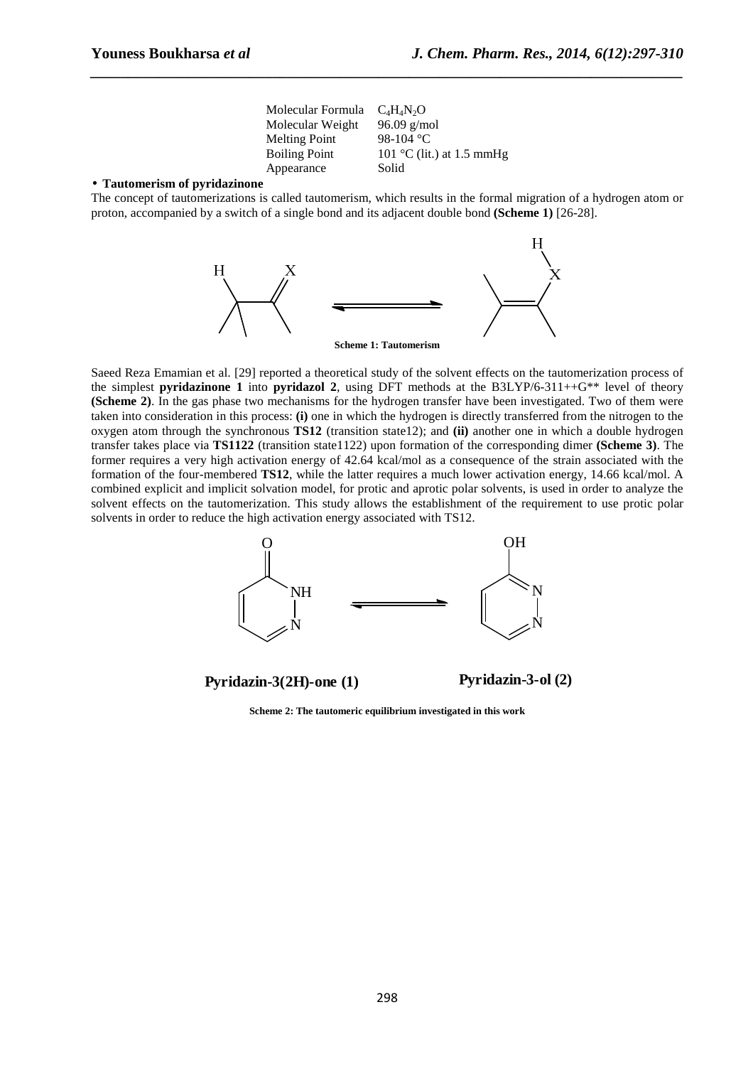| Molecular Formula | $C_4H_4N_2O$ |
| --- | --- |
| Molecular Weight | 96.09 g/mol |
| Melting Point | 98-104 °C |
| Boiling Point | 101 °C (lit.) at 1.5 mmHg |
| Appearance | Solid |

- **Tautomerism of pyridazinone**

The concept of tautomerizations is called tautomerism, which results in the formal migration of a hydrogen atom or proton, accompanied by a switch of a single bond and its adjacent double bond **(Scheme 1)** [26-28].

**Scheme 1: Tautomerism**

Saeed Reza Emamian et al. [29] reported a theoretical study of the solvent effects on the tautomerization process of the simplest **pyridazinone 1** into **pyridazol 2**, using DFT methods at the B3LYP/6-311++G** level of theory **(Scheme 2)**. In the gas phase two mechanisms for the hydrogen transfer have been investigated. Two of them were taken into consideration in this process: **(i)** one in which the hydrogen is directly transferred from the nitrogen to the oxygen atom through the synchronous **TS12** (transition state12); and **(ii)** another one in which a double hydrogen transfer takes place via **TS1122** (transition state1122) upon formation of the corresponding dimer **(Scheme 3)**. The former requires a very high activation energy of 42.64 kcal/mol as a consequence of the strain associated with the formation of the four-membered **TS12**, while the latter requires a much lower activation energy, 14.66 kcal/mol. A combined explicit and implicit solvation model, for protic and aprotic polar solvents, is used in order to analyze the solvent effects on the tautomerization. This study allows the establishment of the requirement to use protic polar solvents in order to reduce the high activation energy associated with TS12.

**Pyridazin-3(2H)-one (1)** **Pyridazin-3-ol (2)**

**Scheme 2: The tautomeric equilibrium investigated in this work**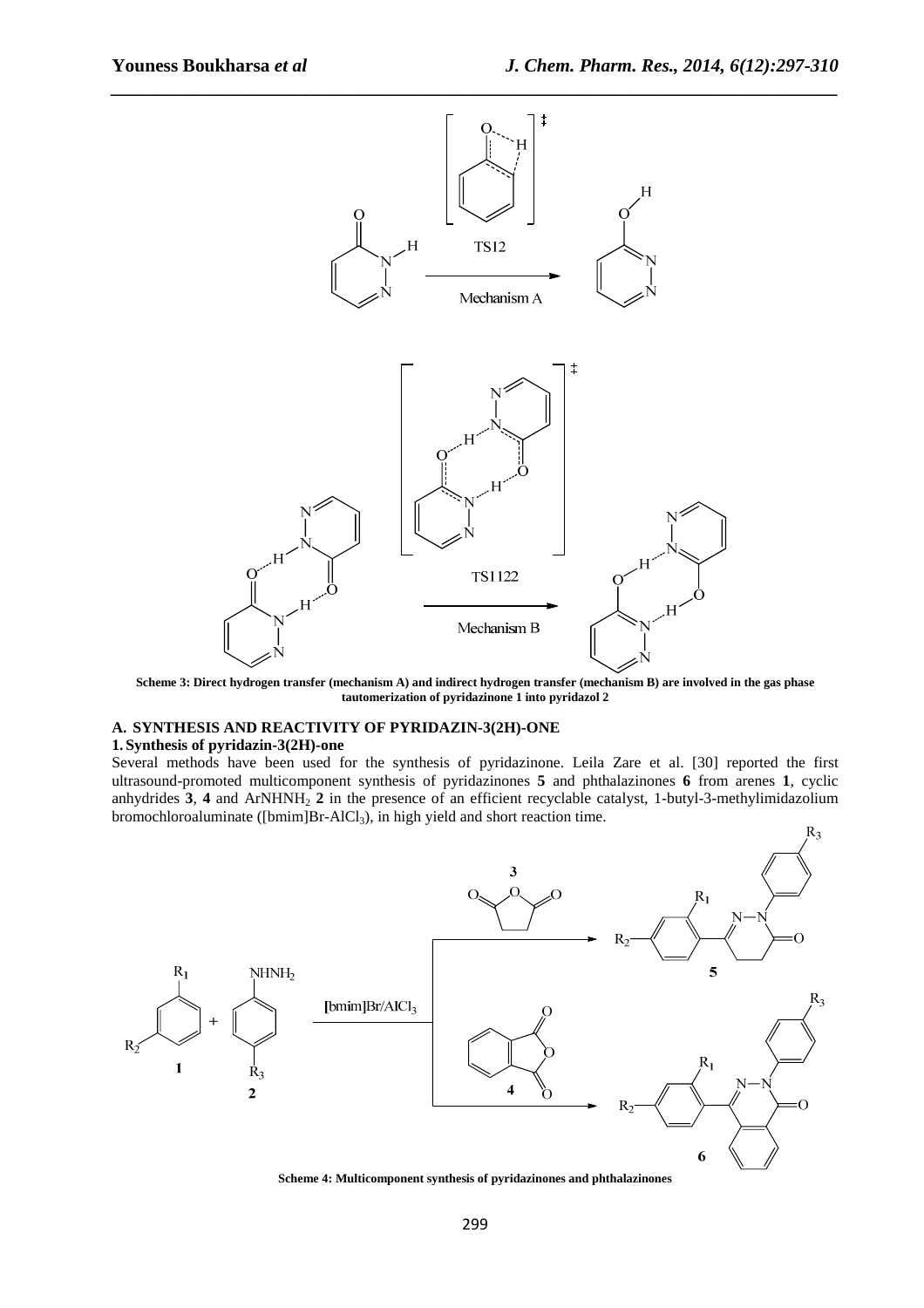Scheme 3: Direct hydrogen transfer (mechanism A) and indirect hydrogen transfer (mechanism B) are involved in the gas phase tautomerization of pyridazinone 1 into pyridazol 2

## A. SYNTHESIS AND REACTIVITY OF PYRIDAZIN-3(2H)-ONE

### 1. Synthesis of pyridazin-3(2H)-one

Several methods have been used for the synthesis of pyridazinone. Leila Zare et al. [30] reported the first ultrasound-promoted multicomponent synthesis of pyridazinones **5** and phthalazinones **6** from arenes **1**, cyclic anhydrides **3**, **4** and $ArNHNH_2$ **2** in the presence of an efficient recyclable catalyst, 1-butyl-3-methylimidazolium bromochloroaluminate ([bmim]Br-$AlCl_3$), in high yield and short reaction time.

Scheme 4: Multicomponent synthesis of pyridazinones and phthalazinones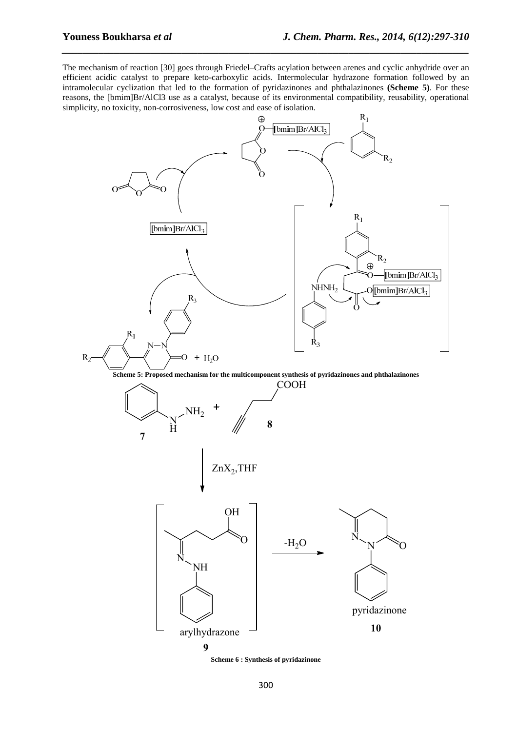The mechanism of reaction [30] goes through Friedel–Crafts acylation between arenes and cyclic anhydride over an efficient acidic catalyst to prepare keto-carboxylic acids. Intermolecular hydrazone formation followed by an intramolecular cyclization that led to the formation of pyridazinones and phthalazinones **(Scheme 5)**. For these reasons, the [bmim]Br/AlCl3 use as a catalyst, because of its environmental compatibility, reusability, operational simplicity, no toxicity, non-corrosiveness, low cost and ease of isolation.

**Scheme 5: Proposed mechanism for the multicomponent synthesis of pyridazinones and phthalazinones**

**Scheme 6 : Synthesis of pyridazinone**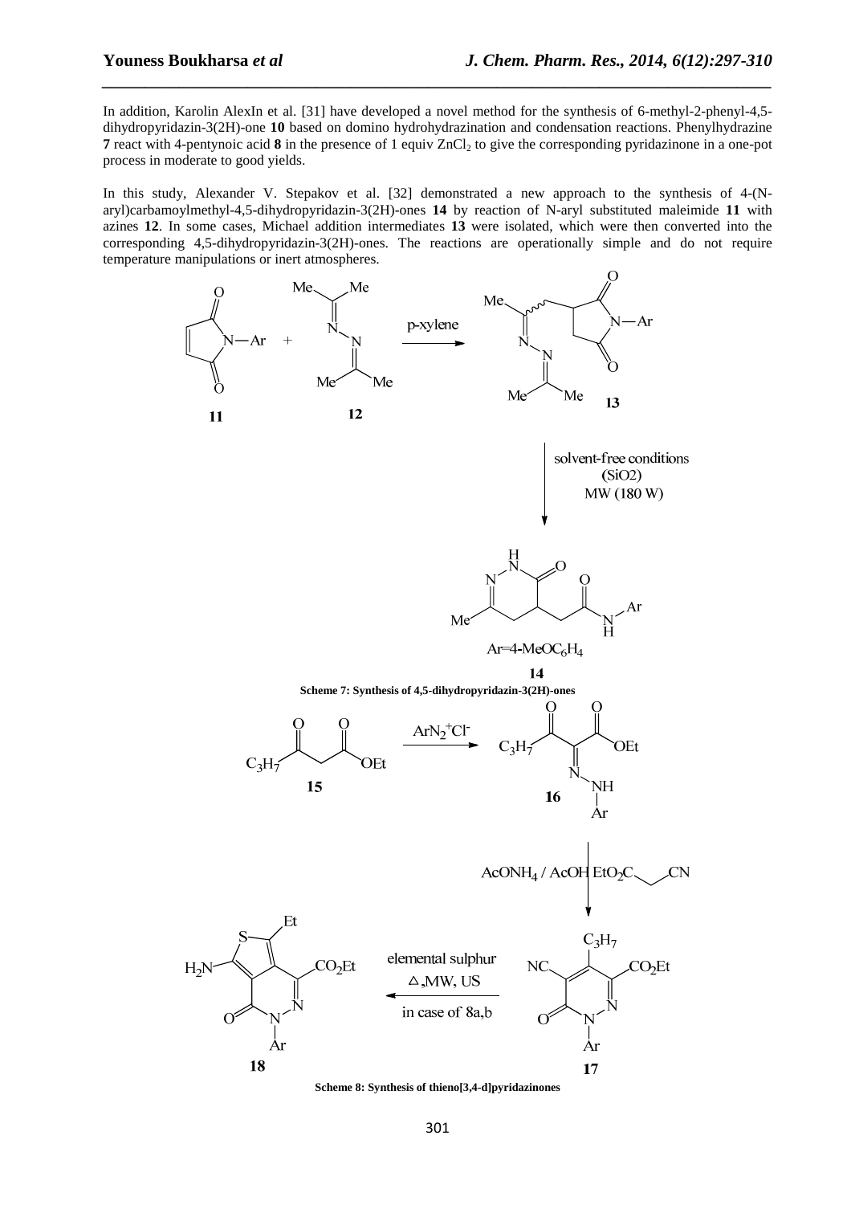In addition, Karolin AlexIn et al. [31] have developed a novel method for the synthesis of 6-methyl-2-phenyl-4,5-dihydropyridazin-3(2H)-one **10** based on domino hydrohydrazination and condensation reactions. Phenylhydrazine **7** react with 4-pentynoic acid **8** in the presence of 1 equiv $ZnCl_2$ to give the corresponding pyridazinone in a one-pot process in moderate to good yields.

In this study, Alexander V. Stepakov et al. [32] demonstrated a new approach to the synthesis of 4-(N-aryl)carbamoylmethyl-4,5-dihydropyridazin-3(2H)-ones **14** by reaction of N-aryl substituted maleimide **11** with azines **12**. In some cases, Michael addition intermediates **13** were isolated, which were then converted into the corresponding 4,5-dihydropyridazin-3(2H)-ones. The reactions are operationally simple and do not require temperature manipulations or inert atmospheres.

**Scheme 7: Synthesis of 4,5-dihydropyridazin-3(2H)-ones**

**Scheme 8: Synthesis of thieno[3,4-d]pyridazinones**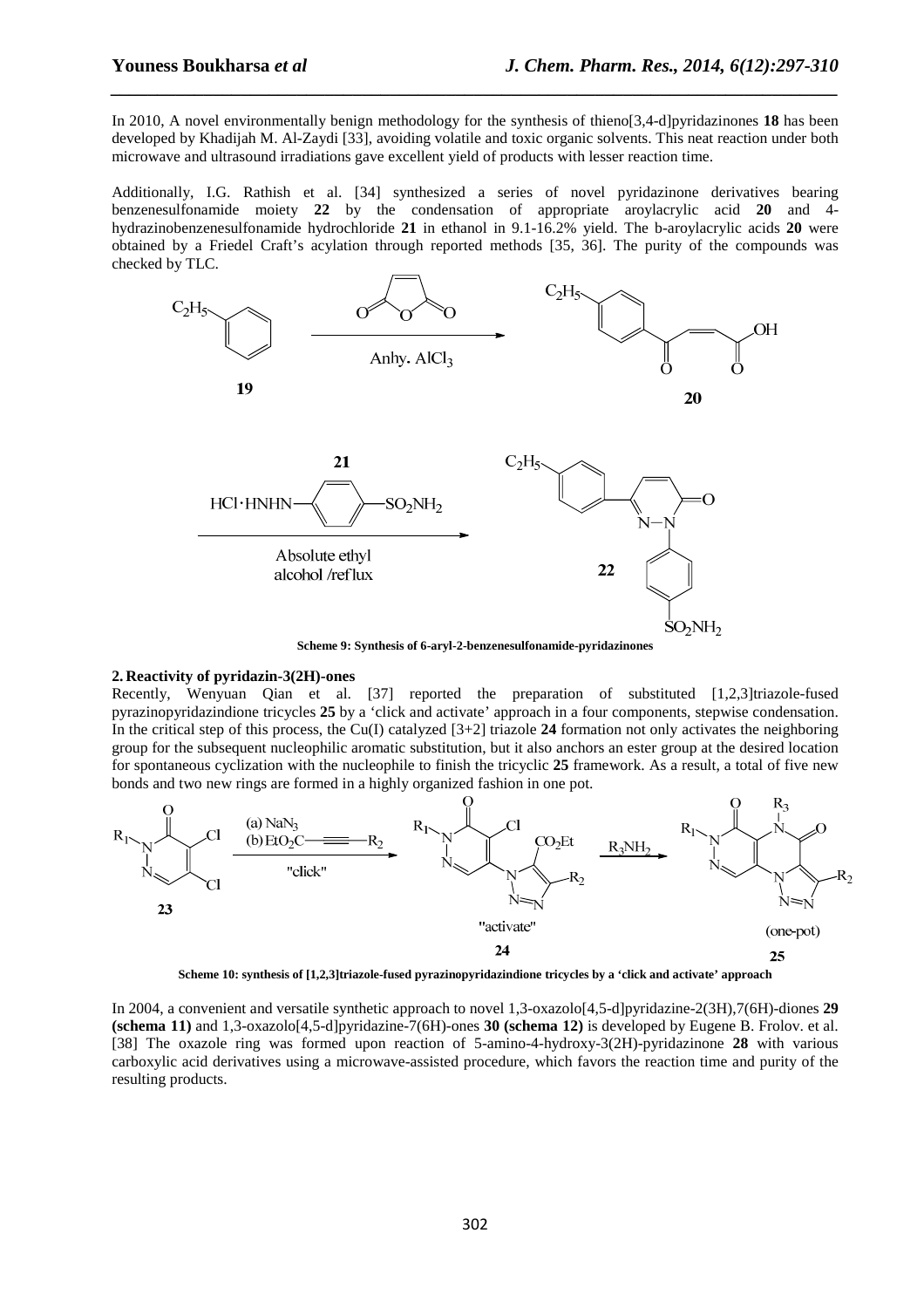In 2010, A novel environmentally benign methodology for the synthesis of thieno[3,4-d]pyridazinones **18** has been developed by Khadijah M. Al-Zaydi [33], avoiding volatile and toxic organic solvents. This neat reaction under both microwave and ultrasound irradiations gave excellent yield of products with lesser reaction time.

Additionally, I.G. Rathish et al. [34] synthesized a series of novel pyridazinone derivatives bearing benzenesulfonamide moiety **22** by the condensation of appropriate aroylacrylic acid **20** and 4-hydrazinobenzenesulfonamide hydrochloride **21** in ethanol in 9.1-16.2% yield. The b-aroylacrylic acids **20** were obtained by a Friedel Craft's acylation through reported methods [35, 36]. The purity of the compounds was checked by TLC.

**Scheme 9: Synthesis of 6-aryl-2-benzenesulfonamide-pyridazinones**

## 2. Reactivity of pyridazin-3(2H)-ones

Recently, Wenyuan Qian et al. [37] reported the preparation of substituted [1,2,3]triazole-fused pyrazinopyridazindione tricycles **25** by a 'click and activate' approach in a four components, stepwise condensation. In the critical step of this process, the Cu(I) catalyzed [3+2] triazole **24** formation not only activates the neighboring group for the subsequent nucleophilic aromatic substitution, but it also anchors an ester group at the desired location for spontaneous cyclization with the nucleophile to finish the tricyclic **25** framework. As a result, a total of five new bonds and two new rings are formed in a highly organized fashion in one pot.

**Scheme 10: synthesis of [1,2,3]triazole-fused pyrazinopyridazindione tricycles by a 'click and activate' approach**

In 2004, a convenient and versatile synthetic approach to novel 1,3-oxazolo[4,5-d]pyridazine-2(3H),7(6H)-diones **29 (schema 11)** and 1,3-oxazolo[4,5-d]pyridazine-7(6H)-ones **30 (schema 12)** is developed by Eugene B. Frolov. et al. [38] The oxazole ring was formed upon reaction of 5-amino-4-hydroxy-3(2H)-pyridazinone **28** with various carboxylic acid derivatives using a microwave-assisted procedure, which favors the reaction time and purity of the resulting products.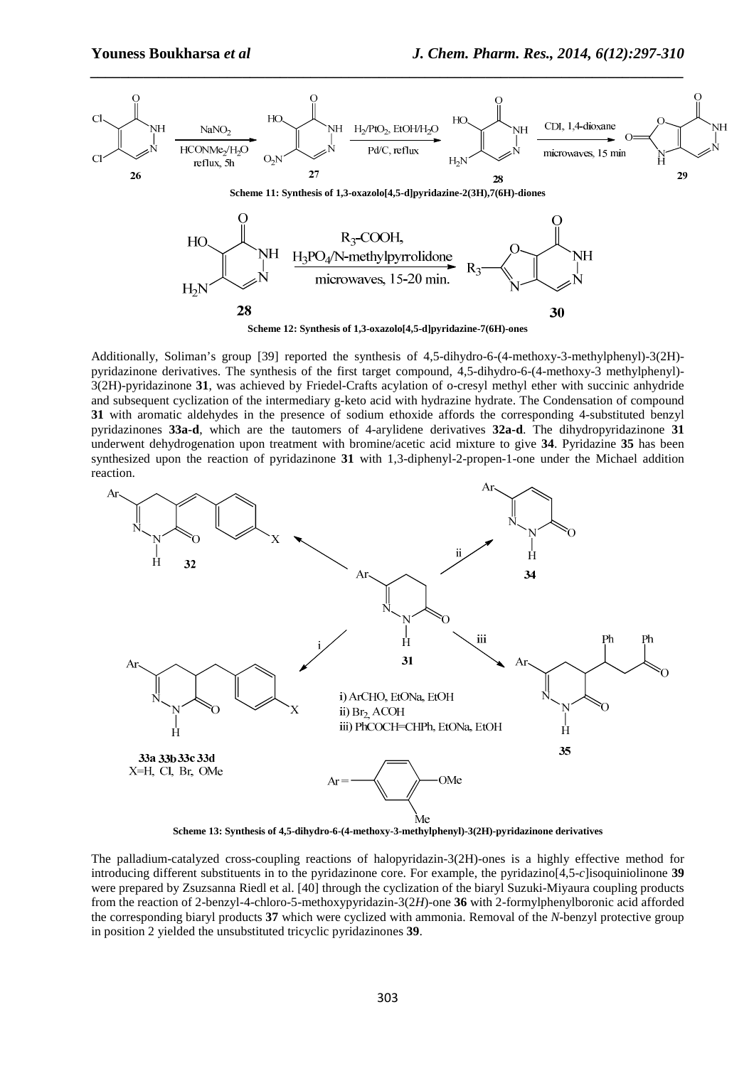**Scheme 11: Synthesis of 1,3-oxazolo[4,5-d]pyridazine-2(3H),7(6H)-diones**

**Scheme 12: Synthesis of 1,3-oxazolo[4,5-d]pyridazine-7(6H)-ones**

Additionally, Soliman's group [39] reported the synthesis of 4,5-dihydro-6-(4-methoxy-3-methylphenyl)-3(2H)-pyridazinone derivatives. The synthesis of the first target compound, 4,5-dihydro-6-(4-methoxy-3 methylphenyl)-3(2H)-pyridazinone **31**, was achieved by Friedel-Crafts acylation of o-cresyl methyl ether with succinic anhydride and subsequent cyclization of the intermediary g-keto acid with hydrazine hydrate. The Condensation of compound **31** with aromatic aldehydes in the presence of sodium ethoxide affords the corresponding 4-substituted benzyl pyridazinones **33a-d**, which are the tautomers of 4-arylidene derivatives **32a-d**. The dihydropyridazinone **31** underwent dehydrogenation upon treatment with bromine/acetic acid mixture to give **34**. Pyridazine **35** has been synthesized upon the reaction of pyridazinone **31** with 1,3-diphenyl-2-propen-1-one under the Michael addition reaction.

**Scheme 13: Synthesis of 4,5-dihydro-6-(4-methoxy-3-methylphenyl)-3(2H)-pyridazinone derivatives**

The palladium-catalyzed cross-coupling reactions of halopyridazin-3(2H)-ones is a highly effective method for introducing different substituents in to the pyridazinone core. For example, the pyridazino[4,5-*c*]isoquiniolinone **39** were prepared by Zsuzsanna Riedl et al. [40] through the cyclization of the biaryl Suzuki-Miyaura coupling products from the reaction of 2-benzyl-4-chloro-5-methoxypyridazin-3(2*H*)-one **36** with 2-formylphenylboronic acid afforded the corresponding biaryl products **37** which were cyclized with ammonia. Removal of the *N*-benzyl protective group in position 2 yielded the unsubstituted tricyclic pyridazinones **39**.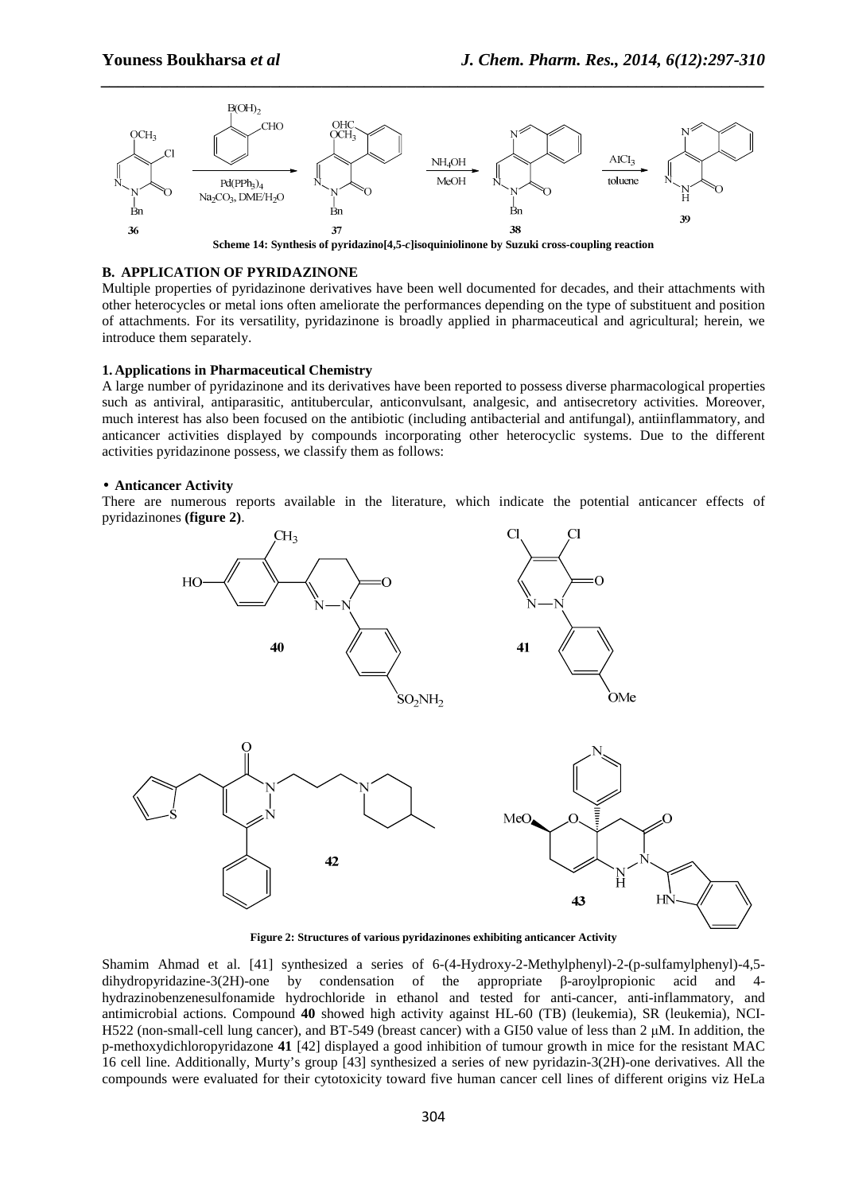Scheme 14: Synthesis of pyridazino[4,5-*c*]isoquiniolinone by Suzuki cross-coupling reaction

## B. APPLICATION OF PYRIDAZINONE

Multiple properties of pyridazinone derivatives have been well documented for decades, and their attachments with other heterocycles or metal ions often ameliorate the performances depending on the type of substituent and position of attachments. For its versatility, pyridazinone is broadly applied in pharmaceutical and agricultural; herein, we introduce them separately.

### 1. Applications in Pharmaceutical Chemistry

A large number of pyridazinone and its derivatives have been reported to possess diverse pharmacological properties such as antiviral, antiparasitic, antitubercular, anticonvulsant, analgesic, and antisecretory activities. Moreover, much interest has also been focused on the antibiotic (including antibacterial and antifungal), antiinflammatory, and anticancer activities displayed by compounds incorporating other heterocyclic systems. Due to the different activities pyridazinone possess, we classify them as follows:

- **Anticancer Activity**

There are numerous reports available in the literature, which indicate the potential anticancer effects of pyridazinones **(figure 2)**.

Figure 2: Structures of various pyridazinones exhibiting anticancer Activity

Shamim Ahmad et al. [41] synthesized a series of 6-(4-Hydroxy-2-Methylphenyl)-2-(p-sulfamylphenyl)-4,5-dihydropyridazine-3(2H)-one by condensation of the appropriate β-aroylpropionic acid and 4-hydrazinobenzenesulfonamide hydrochloride in ethanol and tested for anti-cancer, anti-inflammatory, and antimicrobial actions. Compound **40** showed high activity against HL-60 (TB) (leukemia), SR (leukemia), NCI-H522 (non-small-cell lung cancer), and BT-549 (breast cancer) with a GI50 value of less than 2 μM. In addition, the p-methoxydichloropyridazone **41** [42] displayed a good inhibition of tumour growth in mice for the resistant MAC 16 cell line. Additionally, Murty's group [43] synthesized a series of new pyridazin-3(2H)-one derivatives. All the compounds were evaluated for their cytotoxicity toward five human cancer cell lines of different origins viz HeLa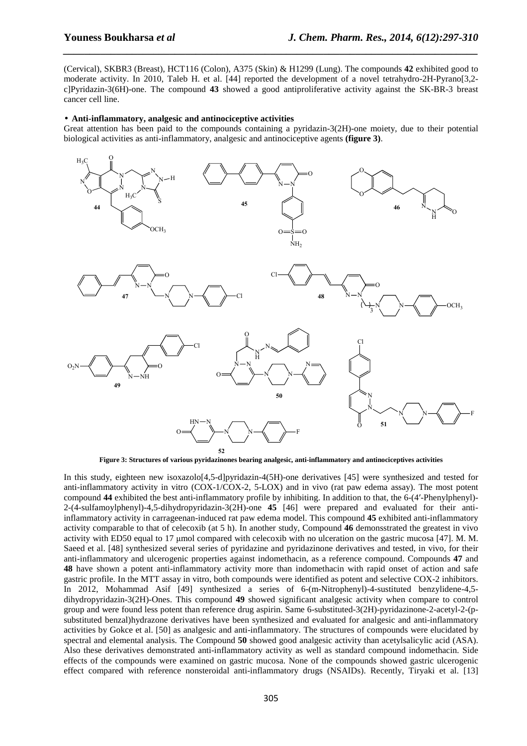(Cervical), SKBR3 (Breast), HCT116 (Colon), A375 (Skin) & H1299 (Lung). The compounds **42** exhibited good to moderate activity. In 2010, Taleb H. et al. [44] reported the development of a novel tetrahydro-2H-Pyrano[3,2-c]Pyridazin-3(6H)-one. The compound **43** showed a good antiproliferative activity against the SK-BR-3 breast cancer cell line.

- **Anti-inflammatory, analgesic and antinociceptive activities**

Great attention has been paid to the compounds containing a pyridazin-3(2H)-one moiety, due to their potential biological activities as anti-inflammatory, analgesic and antinociceptive agents **(figure 3)**.

**Figure 3: Structures of various pyridazinones bearing analgesic, anti-inflammatory and antinociceptives activities**

In this study, eighteen new isoxazolo[4,5-d]pyridazin-4(5H)-one derivatives [45] were synthesized and tested for anti-inflammatory activity in vitro (COX-1/COX-2, 5-LOX) and in vivo (rat paw edema assay). The most potent compound **44** exhibited the best anti-inflammatory profile by inhibiting. In addition to that, the 6-(4′-Phenylphenyl)-2-(4-sulfamoylphenyl)-4,5-dihydropyridazin-3(2H)-one **45** [46] were prepared and evaluated for their anti-inflammatory activity in carrageenan-induced rat paw edema model. This compound **45** exhibited anti-inflammatory activity comparable to that of celecoxib (at 5 h). In another study, Compound **46** demonsstrated the greatest in vivo activity with ED50 equal to 17 µmol compared with celecoxib with no ulceration on the gastric mucosa [47]. M. M. Saeed et al. [48] synthesized several series of pyridazine and pyridazinone derivatives and tested, in vivo, for their anti-inflammatory and ulcerogenic properties against indomethacin, as a reference compound. Compounds **47** and **48** have shown a potent anti-inflammatory activity more than indomethacin with rapid onset of action and safe gastric profile. In the MTT assay in vitro, both compounds were identified as potent and selective COX-2 inhibitors. In 2012, Mohammad Asif [49] synthesized a series of 6-(m-Nitrophenyl)-4-sustituted benzylidene-4,5-dihydropyridazin-3(2H)-Ones. This compound **49** showed significant analgesic activity when compare to control group and were found less potent than reference drug aspirin. Same 6-substituted-3(2H)-pyridazinone-2-acetyl-2-(p-substituted benzal)hydrazone derivatives have been synthesized and evaluated for analgesic and anti-inflammatory activities by Gokce et al. [50] as analgesic and anti-inflammatory. The structures of compounds were elucidated by spectral and elemental analysis. The Compound **50** showed good analgesic activity than acetylsalicylic acid (ASA). Also these derivatives demonstrated anti-inflammatory activity as well as standard compound indomethacin. Side effects of the compounds were examined on gastric mucosa. None of the compounds showed gastric ulcerogenic effect compared with reference nonsteroidal anti-inflammatory drugs (NSAIDs). Recently, Tiryaki et al. [13]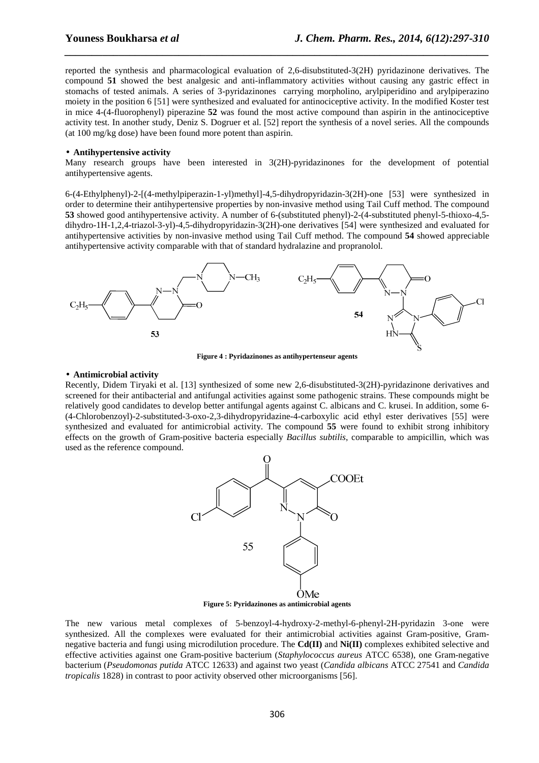reported the synthesis and pharmacological evaluation of 2,6-disubstituted-3(2H) pyridazinone derivatives. The compound **51** showed the best analgesic and anti-inflammatory activities without causing any gastric effect in stomachs of tested animals. A series of 3-pyridazinones carrying morpholino, arylpiperidino and arylpiperazino moiety in the position 6 [51] were synthesized and evaluated for antinociceptive activity. In the modified Koster test in mice 4-(4-fluorophenyl) piperazine **52** was found the most active compound than aspirin in the antinociceptive activity test. In another study, Deniz S. Dogruer et al. [52] report the synthesis of a novel series. All the compounds (at 100 mg/kg dose) have been found more potent than aspirin.

- **Antihypertensive activity**

Many research groups have been interested in 3(2H)-pyridazinones for the development of potential antihypertensive agents.

6-(4-Ethylphenyl)-2-[(4-methylpiperazin-1-yl)methyl]-4,5-dihydropyridazin-3(2H)-one [53] were synthesized in order to determine their antihypertensive properties by non-invasive method using Tail Cuff method. The compound **53** showed good antihypertensive activity. A number of 6-(substituted phenyl)-2-(4-substituted phenyl-5-thioxo-4,5-dihydro-1H-1,2,4-triazol-3-yl)-4,5-dihydropyridazin-3(2H)-one derivatives [54] were synthesized and evaluated for antihypertensive activities by non-invasive method using Tail Cuff method. The compound **54** showed appreciable antihypertensive activity comparable with that of standard hydralazine and propranolol.

**Figure 4 : Pyridazinones as antihypertenseur agents**

- **Antimicrobial activity**

Recently, Didem Tiryaki et al. [13] synthesized of some new 2,6-disubstituted-3(2H)-pyridazinone derivatives and screened for their antibacterial and antifungal activities against some pathogenic strains. These compounds might be relatively good candidates to develop better antifungal agents against C. albicans and C. krusei. In addition, some 6-(4-Chlorobenzoyl)-2-substituted-3-oxo-2,3-dihydropyridazine-4-carboxylic acid ethyl ester derivatives [55] were synthesized and evaluated for antimicrobial activity. The compound **55** were found to exhibit strong inhibitory effects on the growth of Gram-positive bacteria especially *Bacillus subtilis*, comparable to ampicillin, which was used as the reference compound.

**Figure 5: Pyridazinones as antimicrobial agents**

The new various metal complexes of 5-benzoyl-4-hydroxy-2-methyl-6-phenyl-2H-pyridazin 3-one were synthesized. All the complexes were evaluated for their antimicrobial activities against Gram-positive, Gram-negative bacteria and fungi using microdilution procedure. The **Cd(II)** and **Ni(II)** complexes exhibited selective and effective activities against one Gram-positive bacterium (*Staphylococcus aureus* ATCC 6538), one Gram-negative bacterium (*Pseudomonas putida* ATCC 12633) and against two yeast (*Candida albicans* ATCC 27541 and *Candida tropicalis* 1828) in contrast to poor activity observed other microorganisms [56].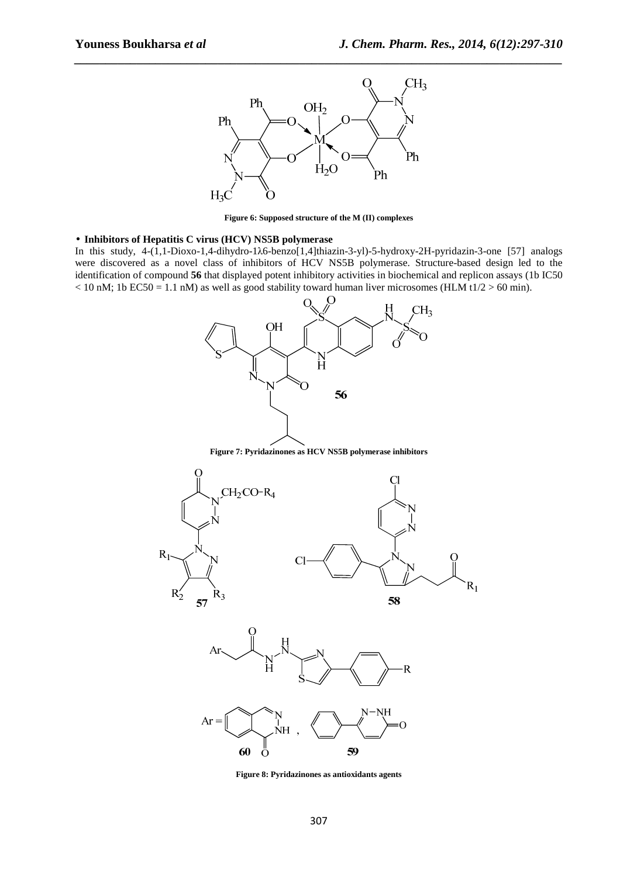Figure 6: Supposed structure of the M (II) complexes

- **Inhibitors of Hepatitis C virus (HCV) NS5B polymerase**

In this study, 4-(1,1-Dioxo-1,4-dihydro-1λ6-benzo[1,4]thiazin-3-yl)-5-hydroxy-2H-pyridazin-3-one [57] analogs were discovered as a novel class of inhibitors of HCV NS5B polymerase. Structure-based design led to the identification of compound **56** that displayed potent inhibitory activities in biochemical and replicon assays (1b IC50 < 10 nM; 1b EC50 = 1.1 nM) as well as good stability toward human liver microsomes (HLM t1/2 > 60 min).

Figure 7: Pyridazinones as HCV NS5B polymerase inhibitors

Figure 8: Pyridazinones as antioxidants agents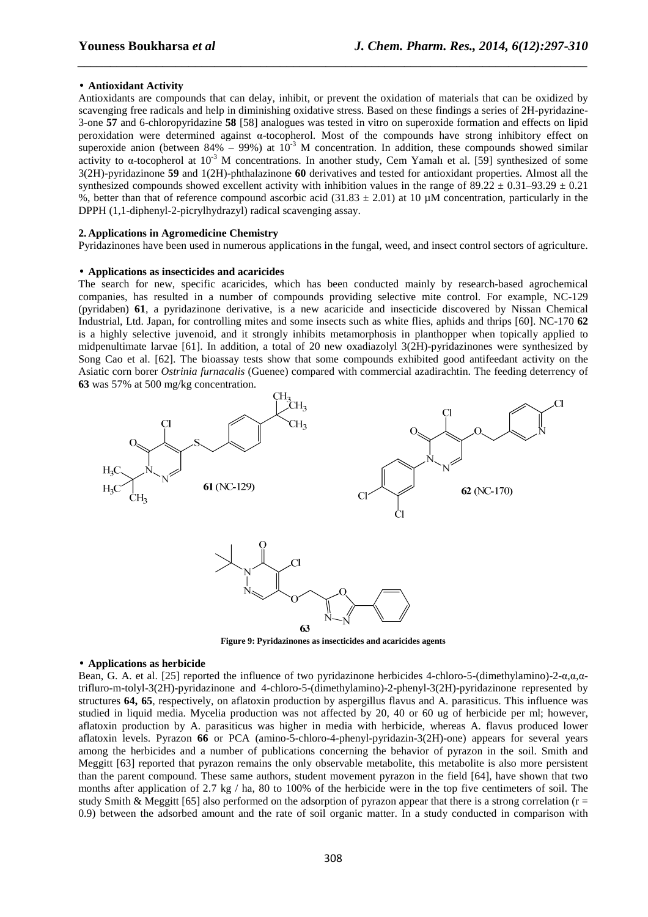- **Antioxidant Activity**

Antioxidants are compounds that can delay, inhibit, or prevent the oxidation of materials that can be oxidized by scavenging free radicals and help in diminishing oxidative stress. Based on these findings a series of 2H-pyridazine-3-one **57** and 6-chloropyridazine **58** [58] analogues was tested in vitro on superoxide formation and effects on lipid peroxidation were determined against α-tocopherol. Most of the compounds have strong inhibitory effect on superoxide anion (between 84% – 99%) at $10^{-3}$ M concentration. In addition, these compounds showed similar activity to α-tocopherol at $10^{-3}$ M concentrations. In another study, Cem Yamalı et al. [59] synthesized of some 3(2H)-pyridazinone **59** and 1(2H)-phthalazinone **60** derivatives and tested for antioxidant properties. Almost all the synthesized compounds showed excellent activity with inhibition values in the range of 89.22 ± 0.31–93.29 ± 0.21 %, better than that of reference compound ascorbic acid (31.83 ± 2.01) at 10 µM concentration, particularly in the DPPH (1,1-diphenyl-2-picrylhydrazyl) radical scavenging assay.

## 2. Applications in Agromedicine Chemistry

Pyridazinones have been used in numerous applications in the fungal, weed, and insect control sectors of agriculture.

- **Applications as insecticides and acaricides**

The search for new, specific acaricides, which has been conducted mainly by research-based agrochemical companies, has resulted in a number of compounds providing selective mite control. For example, NC-129 (pyridaben) **61**, a pyridazinone derivative, is a new acaricide and insecticide discovered by Nissan Chemical Industrial, Ltd. Japan, for controlling mites and some insects such as white flies, aphids and thrips [60]. NC-170 **62** is a highly selective juvenoid, and it strongly inhibits metamorphosis in planthopper when topically applied to midpenultimate larvae [61]. In addition, a total of 20 new oxadiazolyl 3(2H)-pyridazinones were synthesized by Song Cao et al. [62]. The bioassay tests show that some compounds exhibited good antifeedant activity on the Asiatic corn borer *Ostrinia furnacalis* (Guenee) compared with commercial azadirachtin. The feeding deterrency of **63** was 57% at 500 mg/kg concentration.

**Figure 9: Pyridazinones as insecticides and acaricides agents**

- **Applications as herbicide**

Bean, G. A. et al. [25] reported the influence of two pyridazinone herbicides 4-chloro-5-(dimethylamino)-2-α,α,α-trifluro-m-tolyl-3(2H)-pyridazinone and 4-chloro-5-(dimethylamino)-2-phenyl-3(2H)-pyridazinone represented by structures **64, 65**, respectively, on aflatoxin production by aspergillus flavus and A. parasiticus. This influence was studied in liquid media. Mycelia production was not affected by 20, 40 or 60 ug of herbicide per ml; however, aflatoxin production by A. parasiticus was higher in media with herbicide, whereas A. flavus produced lower aflatoxin levels. Pyrazon **66** or PCA (amino-5-chloro-4-phenyl-pyridazin-3(2H)-one) appears for several years among the herbicides and a number of publications concerning the behavior of pyrazon in the soil. Smith and Meggitt [63] reported that pyrazon remains the only observable metabolite, this metabolite is also more persistent than the parent compound. These same authors, student movement pyrazon in the field [64], have shown that two months after application of 2.7 kg / ha, 80 to 100% of the herbicide were in the top five centimeters of soil. The study Smith & Meggitt [65] also performed on the adsorption of pyrazon appear that there is a strong correlation ($r = 0.9$) between the adsorbed amount and the rate of soil organic matter. In a study conducted in comparison with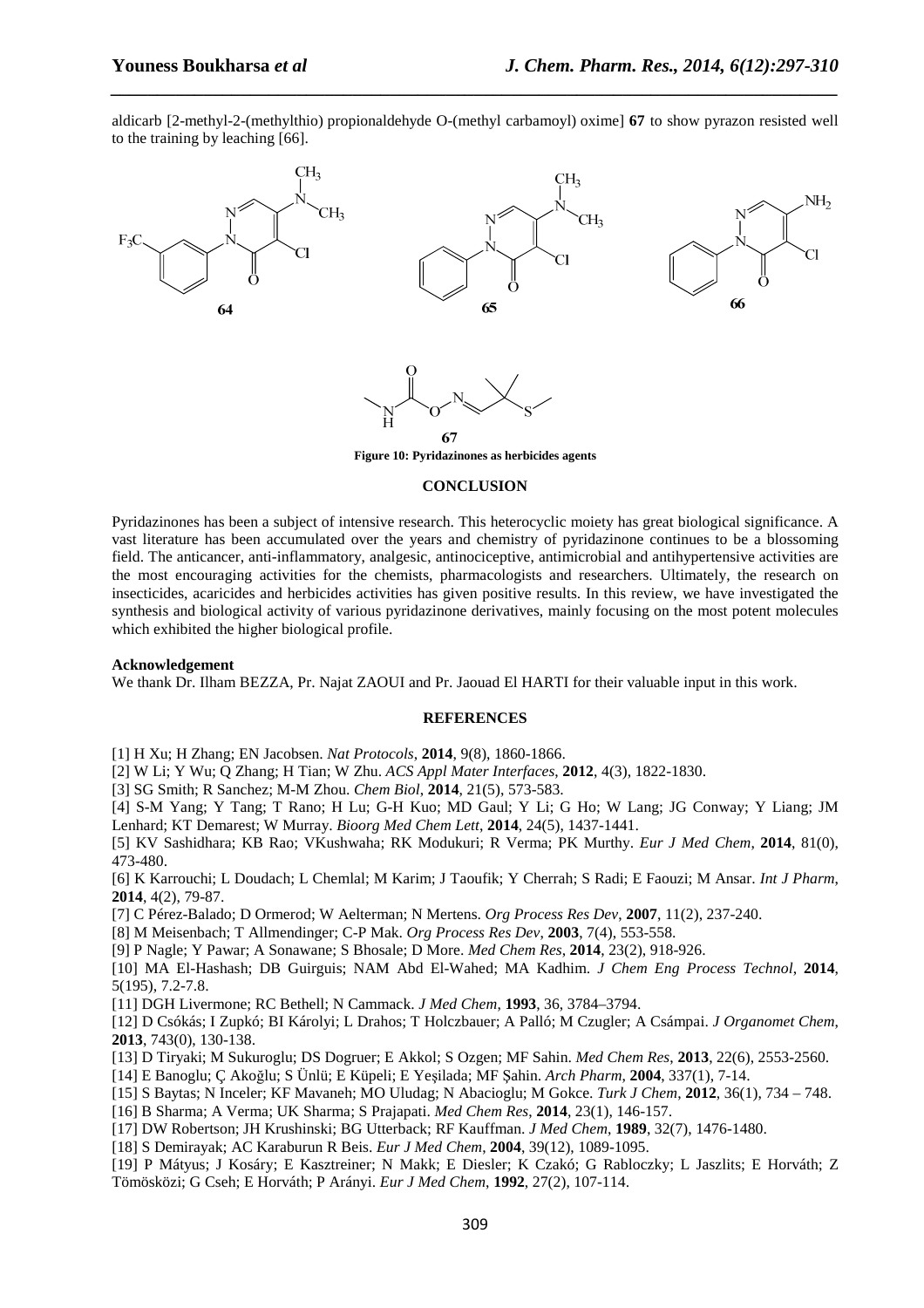aldicarb [2-methyl-2-(methylthio) propionaldehyde O-(methyl carbamoyl) oxime] **67** to show pyrazon resisted well to the training by leaching [66].

**Figure 10: Pyridazinones as herbicides agents**

## CONCLUSION

Pyridazinones has been a subject of intensive research. This heterocyclic moiety has great biological significance. A vast literature has been accumulated over the years and chemistry of pyridazinone continues to be a blossoming field. The anticancer, anti-inflammatory, analgesic, antinociceptive, antimicrobial and antihypertensive activities are the most encouraging activities for the chemists, pharmacologists and researchers. Ultimately, the research on insecticides, acaricides and herbicides activities has given positive results. In this review, we have investigated the synthesis and biological activity of various pyridazinone derivatives, mainly focusing on the most potent molecules which exhibited the higher biological profile.

**Acknowledgement**

We thank Dr. Ilham BEZZA, Pr. Najat ZAOUI and Pr. Jaouad El HARTI for their valuable input in this work.

## REFERENCES

[1] H Xu; H Zhang; EN Jacobsen. *Nat Protocols*, **2014**, 9(8), 1860-1866.

[2] W Li; Y Wu; Q Zhang; H Tian; W Zhu. *ACS Appl Mater Interfaces*, **2012**, 4(3), 1822-1830.

[3] SG Smith; R Sanchez; M-M Zhou. *Chem Biol*, **2014**, 21(5), 573-583.

[4] S-M Yang; Y Tang; T Rano; H Lu; G-H Kuo; MD Gaul; Y Li; G Ho; W Lang; JG Conway; Y Liang; JM Lenhard; KT Demarest; W Murray. *Bioorg Med Chem Lett*, **2014**, 24(5), 1437-1441.

[5] KV Sashidhara; KB Rao; VKushwaha; RK Modukuri; R Verma; PK Murthy. *Eur J Med Chem*, **2014**, 81(0), 473-480.

[6] K Karrouchi; L Doudach; L Chemlal; M Karim; J Taoufik; Y Cherrah; S Radi; E Faouzi; M Ansar. *Int J Pharm*, **2014**, 4(2), 79-87.

[7] C Pérez-Balado; D Ormerod; W Aelterman; N Mertens. *Org Process Res Dev*, **2007**, 11(2), 237-240.

[8] M Meisenbach; T Allmendinger; C-P Mak. *Org Process Res Dev*, **2003**, 7(4), 553-558.

[9] P Nagle; Y Pawar; A Sonawane; S Bhosale; D More. *Med Chem Res*, **2014**, 23(2), 918-926.

[10] MA El-Hashash; DB Guirguis; NAM Abd El-Wahed; MA Kadhim. *J Chem Eng Process Technol*, **2014**, 5(195), 7.2-7.8.

[11] DGH Livermone; RC Bethell; N Cammack. *J Med Chem*, **1993**, 36, 3784–3794.

[12] D Csókás; I Zupkó; BI Károlyi; L Drahos; T Holczbauer; A Palló; M Czugler; A Csámpai. *J Organomet Chem*, **2013**, 743(0), 130-138.

[13] D Tiryaki; M Sukuroglu; DS Dogruer; E Akkol; S Ozgen; MF Sahin. *Med Chem Res*, **2013**, 22(6), 2553-2560.

[14] E Banoglu; Ç Akoğlu; S Ünlü; E Küpeli; E Yeşilada; MF Şahin. *Arch Pharm*, **2004**, 337(1), 7-14.

[15] S Baytas; N Inceler; KF Mavaneh; MO Uludag; N Abacioglu; M Gokce. *Turk J Chem*, **2012**, 36(1), 734 – 748.

[16] B Sharma; A Verma; UK Sharma; S Prajapati. *Med Chem Res*, **2014**, 23(1), 146-157.

[17] DW Robertson; JH Krushinski; BG Utterback; RF Kauffman. *J Med Chem*, **1989**, 32(7), 1476-1480.

[18] S Demirayak; AC Karaburun R Beis. *Eur J Med Chem*, **2004**, 39(12), 1089-1095.

[19] P Mátyus; J Kosáry; E Kasztreiner; N Makk; E Diesler; K Czakó; G Rabloczky; L Jaszlits; E Horváth; Z Tömösközi; G Cseh; E Horváth; P Arányi. *Eur J Med Chem*, **1992**, 27(2), 107-114.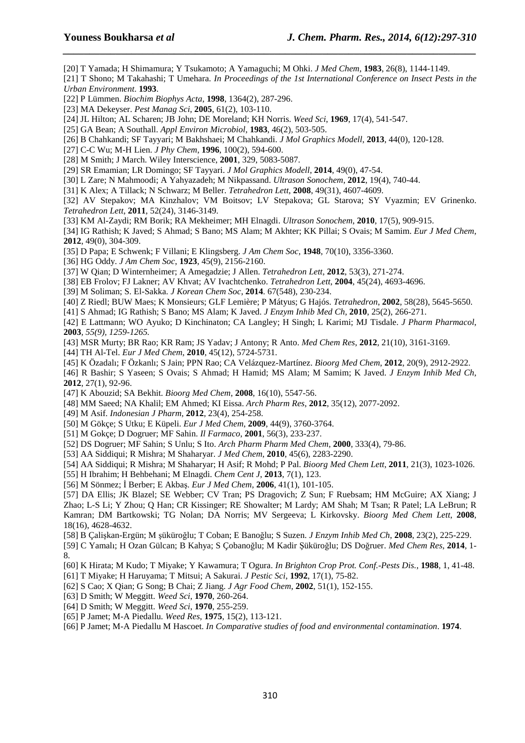[20] T Yamada; H Shimamura; Y Tsukamoto; A Yamaguchi; M Ohki. *J Med Chem*, **1983**, 26(8), 1144-1149.

[21] T Shono; M Takahashi; T Umehara. *In Proceedings of the 1st International Conference on Insect Pests in the Urban Environment*. **1993**.

[22] P Lümmen. *Biochim Biophys Acta*, **1998**, 1364(2), 287-296.

[23] MA Dekeyser. *Pest Manag Sci*, **2005**, 61(2), 103-110.

[24] JL Hilton; AL Scharen; JB John; DE Moreland; KH Norris. *Weed Sci*, **1969**, 17(4), 541-547.

[25] GA Bean; A Southall. *Appl Environ Microbiol*, **1983**, 46(2), 503-505.

[26] B Chahkandi; SF Tayyari; M Bakhshaei; M Chahkandi. *J Mol Graphics Modell*, **2013**, 44(0), 120-128.

[27] C-C Wu; M-H Lien. *J Phy Chem*, **1996**, 100(2), 594-600.

[28] M Smith; J March. Wiley Interscience, **2001**, 329, 5083-5087.

[29] SR Emamian; LR Domingo; SF Tayyari. *J Mol Graphics Modell*, **2014**, 49(0), 47-54.

[30] L Zare; N Mahmoodi; A Yahyazadeh; M Nikpassand. *Ultrason Sonochem*, **2012**, 19(4), 740-44.

[31] K Alex; A Tillack; N Schwarz; M Beller. *Tetrahedron Lett*, **2008**, 49(31), 4607-4609.

[32] AV Stepakov; MA Kinzhalov; VM Boitsov; LV Stepakova; GL Starova; SY Vyazmin; EV Grinenko. *Tetrahedron Lett*, **2011**, 52(24), 3146-3149.

[33] KM Al-Zaydi; RM Borik; RA Mekheimer; MH Elnagdi. *Ultrason Sonochem*, **2010**, 17(5), 909-915.

[34] IG Rathish; K Javed; S Ahmad; S Bano; MS Alam; M Akhter; KK Pillai; S Ovais; M Samim. *Eur J Med Chem*, **2012**, 49(0), 304-309.

[35] D Papa; E Schwenk; F Villani; E Klingsberg. *J Am Chem Soc*, **1948**, 70(10), 3356-3360.

[36] HG Oddy. *J Am Chem Soc*, **1923**, 45(9), 2156-2160.

[37] W Qian; D Winternheimer; A Amegadzie; J Allen. *Tetrahedron Lett*, **2012**, 53(3), 271-274.

[38] EB Frolov; FJ Lakner; AV Khvat; AV Ivachtchenko. *Tetrahedron Lett*, **2004**, 45(24), 4693-4696.

[39] M Soliman; S. El-Sakka. *J Korean Chem Soc*, **2014**. 67(548), 230-234.

[40] Z Riedl; BUW Maes; K Monsieurs; GLF Lemière; P Mátyus; G Hajós. *Tetrahedron*, **2002**, 58(28), 5645-5650.

[41] S Ahmad; IG Rathish; S Bano; MS Alam; K Javed. *J Enzym Inhib Med Ch*, **2010**, 25(2), 266-271.

[42] E Lattmann; WO Ayuko; D Kinchinaton; CA Langley; H Singh; L Karimi; MJ Tisdale. *J Pharm Pharmacol*, **2003**, *55(9), 1259-1265.*

[43] MSR Murty; BR Rao; KR Ram; JS Yadav; J Antony; R Anto. *Med Chem Res*, **2012**, 21(10), 3161-3169.

[44] TH Al-Tel. *Eur J Med Chem*, **2010**, 45(12), 5724-5731.

[45] K Özadalı; F Özkanlı; S Jain; PPN Rao; CA Velázquez-Martínez. *Bioorg Med Chem*, **2012**, 20(9), 2912-2922.

[46] R Bashir; S Yaseen; S Ovais; S Ahmad; H Hamid; MS Alam; M Samim; K Javed. *J Enzym Inhib Med Ch*, **2012**, 27(1), 92-96.

[47] K Abouzid; SA Bekhit. *Bioorg Med Chem*, **2008**, 16(10), 5547-56.

[48] MM Saeed; NA Khalil; EM Ahmed; KI Eissa. *Arch Pharm Res*, **2012**, 35(12), 2077-2092.

[49] M Asif. *Indonesian J Pharm*, **2012**, 23(4), 254-258.

[50] M Gökçe; S Utku; E Küpeli. *Eur J Med Chem*, **2009**, 44(9), 3760-3764.

[51] M Gokçe; D Dogruer; MF Sahin. *Il Farmaco*, **2001**, 56(3), 233-237.

[52] DS Dogruer; MF Sahin; S Unlu; S Ito. *Arch Pharm Pharm Med Chem*, **2000**, 333(4), 79-86.

[53] AA Siddiqui; R Mishra; M Shaharyar. *J Med Chem*, **2010**, 45(6), 2283-2290.

[54] AA Siddiqui; R Mishra; M Shaharyar; H Asif; R Mohd; P Pal. *Bioorg Med Chem Lett*, **2011**, 21(3), 1023-1026.

[55] H Ibrahim; H Behbehani; M Elnagdi. *Chem Cent J*, **2013**, 7(1), 123.

[56] M Sönmez; İ Berber; E Akbaş. *Eur J Med Chem*, **2006**, 41(1), 101-105.

[57] DA Ellis; JK Blazel; SE Webber; CV Tran; PS Dragovich; Z Sun; F Ruebsam; HM McGuire; AX Xiang; J Zhao; L-S Li; Y Zhou; Q Han; CR Kissinger; RE Showalter; M Lardy; AM Shah; M Tsan; R Patel; LA LeBrun; R Kamran; DM Bartkowski; TG Nolan; DA Norris; MV Sergeeva; L Kirkovsky. *Bioorg Med Chem Lett*, **2008**, 18(16), 4628-4632.

[58] B Çalişkan-Ergün; M şüküroğlu; T Coban; E Banoğlu; S Suzen. *J Enzym Inhib Med Ch*, **2008**, 23(2), 225-229.

[59] C Yamalı; H Ozan Gülcan; B Kahya; S Çobanoğlu; M Kadir Şüküroğlu; DS Doğruer. *Med Chem Res*, **2014**, 1-8.

[60] K Hirata; M Kudo; T Miyake; Y Kawamura; T Ogura. *In Brighton Crop Prot. Conf.-Pests Dis.*, **1988**, 1, 41-48.

[61] T Miyake; H Haruyama; T Mitsui; A Sakurai. *J Pestic Sci*, **1992**, 17(1), 75-82.

[62] S Cao; X Qian; G Song; B Chai; Z Jiang. *J Agr Food Chem*, **2002**, 51(1), 152-155.

[63] D Smith; W Meggitt. *Weed Sci*, **1970**, 260-264.

[64] D Smith; W Meggitt. *Weed Sci*, **1970**, 255-259.

[65] P Jamet; M-A Piedallu. *Weed Res*, **1975**, 15(2), 113-121.

[66] P Jamet; M-A Piedallu M Hascoet. *In Comparative studies of food and environmental contamination*. **1974**.